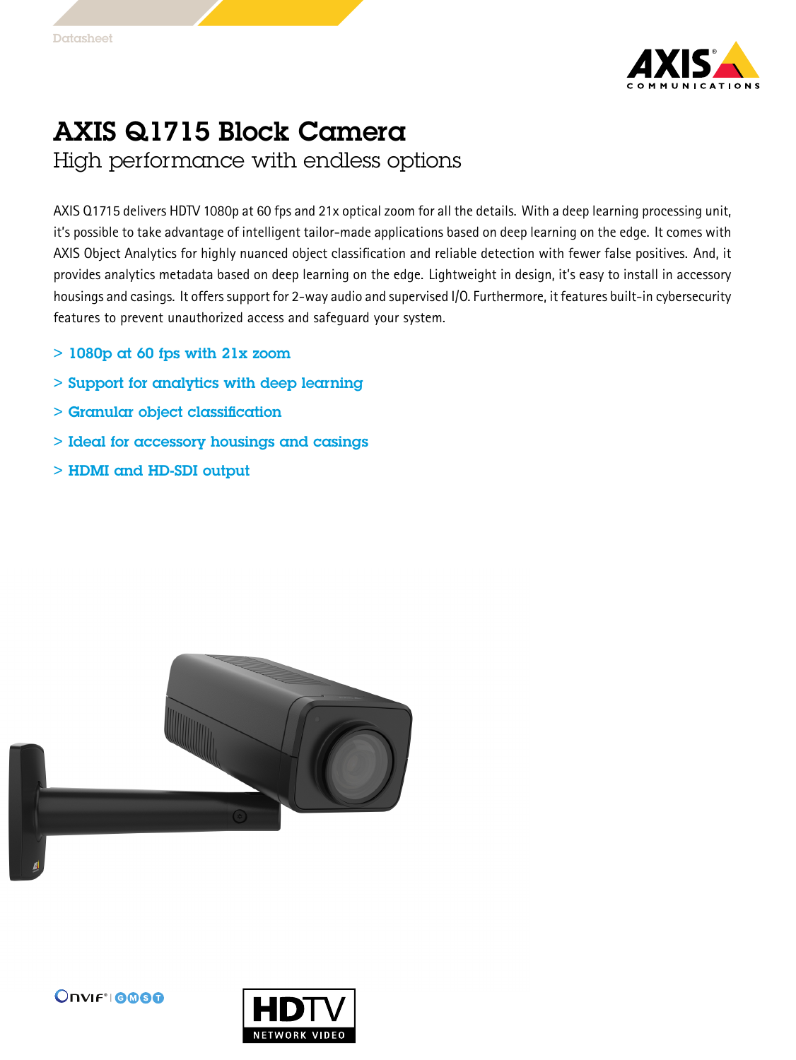Datasheet

# AXIS Q1715 Block Camera

## High performance with endless options

AXIS Q1715 delivers HDTV 1080p at 60 fps and 21x optical zoom for all the details. With a deep learning processing unit, it's possible to take advantage of intelligent tailor-made applications based on deep learning on the edge. It comes with AXIS Object Analytics for highly nuanced object classification and reliable detection with fewer false positives. And, it provides analytics metadata based on deep learning on the edge. Lightweight in design, it's easy to install in accessory housings and casings. It offers support for 2-way audio and supervised I/O. Furthermore, it features built-in cybersecurity features to prevent unauthorized access and safeguard your system.

> 1080p at 60 fps with 21x zoom

> Support for analytics with deep learning

> Granular object classification

> Ideal for accessory housings and casings

> HDMI and HD-SDI output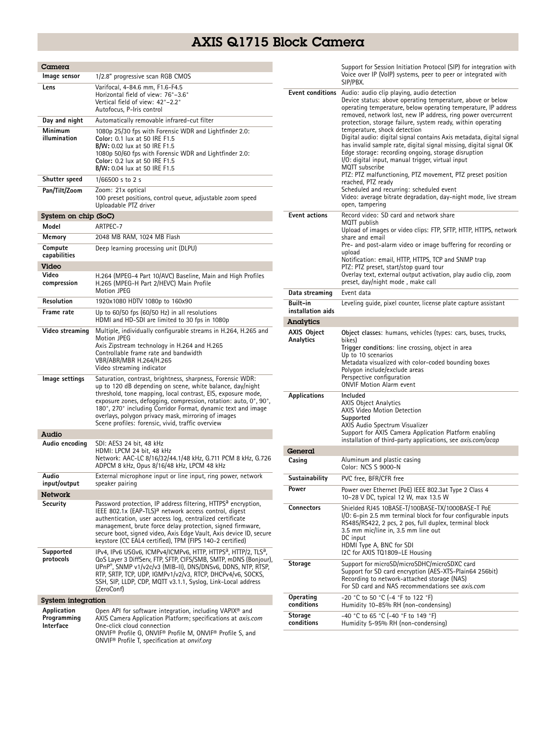# AXIS Q1715 Block Camera

## Camera

| | |
|---|---|
| **Image sensor** | 1/2.8" progressive scan RGB CMOS |
| **Lens** | Varifocal, 4-84.6 mm, F1.6-F4.5<br>Horizontal field of view: 76°–3.6°<br>Vertical field of view: 42°–2.2°<br>Autofocus, P-Iris control |
| **Day and night** | Automatically removable infrared-cut filter |
| **Minimum illumination** | 1080p 25/30 fps with Forensic WDR and Lightfinder 2.0:<br>**Color:** 0.1 lux at 50 IRE F1.5<br>**B/W:** 0.02 lux at 50 IRE F1.5<br>1080p 50/60 fps with Forensic WDR and Lightfinder 2.0:<br>**Color:** 0.2 lux at 50 IRE F1.5<br>**B/W:** 0.04 lux at 50 IRE F1.5 |
| **Shutter speed** | 1/66500 s to 2 s |
| **Pan/Tilt/Zoom** | Zoom: 21x optical<br>100 preset positions, control queue, adjustable zoom speed<br>Uploadable PTZ driver |

## System on chip (SoC)

| | |
|---|---|
| **Model** | ARTPEC-7 |
| **Memory** | 2048 MB RAM, 1024 MB Flash |
| **Compute capabilities** | Deep learning processing unit (DLPU) |

## Video

| | |
|---|---|
| **Video compression** | H.264 (MPEG-4 Part 10/AVC) Baseline, Main and High Profiles<br>H.265 (MPEG-H Part 2/HEVC) Main Profile<br>Motion JPEG |
| **Resolution** | 1920x1080 HDTV 1080p to 160x90 |
| **Frame rate** | Up to 60/50 fps (60/50 Hz) in all resolutions<br>HDMI and HD-SDI are limited to 30 fps in 1080p |
| **Video streaming** | Multiple, individually configurable streams in H.264, H.265 and Motion JPEG<br>Axis Zipstream technology in H.264 and H.265<br>Controllable frame rate and bandwidth<br>VBR/ABR/MBR H.264/H.265<br>Video streaming indicator |
| **Image settings** | Saturation, contrast, brightness, sharpness, Forensic WDR: up to 120 dB depending on scene, white balance, day/night threshold, tone mapping, local contrast, EIS, exposure mode, exposure zones, defogging, compression, rotation: auto, 0°, 90°, 180°, 270° including Corridor Format, dynamic text and image overlays, polygon privacy mask, mirroring of images<br>Scene profiles: forensic, vivid, traffic overview |

## Audio

| | |
|---|---|
| **Audio encoding** | SDI: AES3 24 bit, 48 kHz<br>HDMI: LPCM 24 bit, 48 kHz<br>Network: AAC-LC 8/16/32/44.1/48 kHz, G.711 PCM 8 kHz, G.726 ADPCM 8 kHz, Opus 8/16/48 kHz, LPCM 48 kHz |
| **Audio input/output** | External microphone input or line input, ring power, network speaker pairing |

## Network

| | |
|---|---|
| **Security** | Password protection, IP address filtering, HTTPS[a] encryption, IEEE 802.1x (EAP-TLS)[a] network access control, digest authentication, user access log, centralized certificate management, brute force delay protection, signed firmware, secure boot, signed video, Axis Edge Vault, Axis device ID, secure keystore (CC EAL4 certified), TPM (FIPS 140-2 certified) |
| **Supported protocols** | IPv4, IPv6 USGv6, ICMPv4/ICMPv6, HTTP, HTTPS[a], HTTP/2, TLS[a], QoS Layer 3 DiffServ, FTP, SFTP, CIFS/SMB, SMTP, mDNS (Bonjour), UPnP®, SNMP v1/v2c/v3 (MIB-II), DNS/DNSv6, DDNS, NTP, RTSP, RTP, SRTP, TCP, UDP, IGMPv1/v2/v3, RTCP, DHCPv4/v6, SOCKS, SSH, SIP, LLDP, CDP, MQTT v3.1.1, Syslog, Link-Local address (ZeroConf) |

## System integration

| | |
|---|---|
| **Application Programming Interface** | Open API for software integration, including VAPIX® and AXIS Camera Application Platform; specifications at *axis.com*<br>One-click cloud connection<br>ONVIF® Profile G, ONVIF® Profile M, ONVIF® Profile S, and ONVIF® Profile T, specification at *onvif.org*<br>Support for Session Initiation Protocol (SIP) for integration with Voice over IP (VoIP) systems, peer to peer or integrated with SIP/PBX. |
| **Event conditions** | Audio: audio clip playing, audio detection<br>Device status: above operating temperature, above or below operating temperature, below operating temperature, IP address removed, network lost, new IP address, ring power overcurrent protection, storage failure, system ready, within operating temperature, shock detection<br>Digital audio: digital signal contains Axis metadata, digital signal has invalid sample rate, digital signal missing, digital signal OK<br>Edge storage: recording ongoing, storage disruption<br>I/O: digital input, manual trigger, virtual input<br>MQTT subscribe<br>PTZ: PTZ malfunctioning, PTZ movement, PTZ preset position reached, PTZ ready<br>Scheduled and recurring: scheduled event<br>Video: average bitrate degradation, day-night mode, live stream open, tampering |
| **Event actions** | Record video: SD card and network share<br>MQTT publish<br>Upload of images or video clips: FTP, SFTP, HTTP, HTTPS, network share and email<br>Pre- and post-alarm video or image buffering for recording or upload<br>Notification: email, HTTP, HTTPS, TCP and SNMP trap<br>PTZ: PTZ preset, start/stop guard tour<br>Overlay text, external output activation, play audio clip, zoom preset, day/night mode , make call |
| **Data streaming** | Event data |
| **Built-in installation aids** | Leveling guide, pixel counter, license plate capture assistant |

## Analytics

| | |
|---|---|
| **AXIS Object Analytics** | **Object classes**: humans, vehicles (types: cars, buses, trucks, bikes)<br>**Trigger conditions**: line crossing, object in area<br>Up to 10 scenarios<br>Metadata visualized with color-coded bounding boxes<br>Polygon include/exclude areas<br>Perspective configuration<br>ONVIF Motion Alarm event |
| **Applications** | **Included**<br>AXIS Object Analytics<br>AXIS Video Motion Detection<br>**Supported**<br>AXIS Audio Spectrum Visualizer<br>Support for AXIS Camera Application Platform enabling installation of third-party applications, see *axis.com/acap* |

## General

| | |
|---|---|
| **Casing** | Aluminum and plastic casing<br>Color: NCS S 9000-N |
| **Sustainability** | PVC free, BFR/CFR free |
| **Power** | Power over Ethernet (PoE) IEEE 802.3at Type 2 Class 4<br>10–28 V DC, typical 12 W, max 13.5 W |
| **Connectors** | Shielded RJ45 10BASE-T/100BASE-TX/1000BASE-T PoE<br>I/O: 6-pin 2.5 mm terminal block for four configurable inputs<br>RS485/RS422, 2 pcs, 2 pos, full duplex, terminal block<br>3.5 mm mic/line in, 3.5 mm line out<br>DC input<br>HDMI Type A, BNC for SDI<br>I2C for AXIS TQ1809-LE Housing |
| **Storage** | Support for microSD/microSDHC/microSDXC card<br>Support for SD card encryption (AES-XTS-Plain64 256bit)<br>Recording to network-attached storage (NAS)<br>For SD card and NAS recommendations see *axis.com* |
| **Operating conditions** | -20 °C to 50 °C (-4 °F to 122 °F)<br>Humidity 10–85% RH (non-condensing) |
| **Storage conditions** | -40 °C to 65 °C (-40 °F to 149 °F)<br>Humidity 5-95% RH (non-condensing) |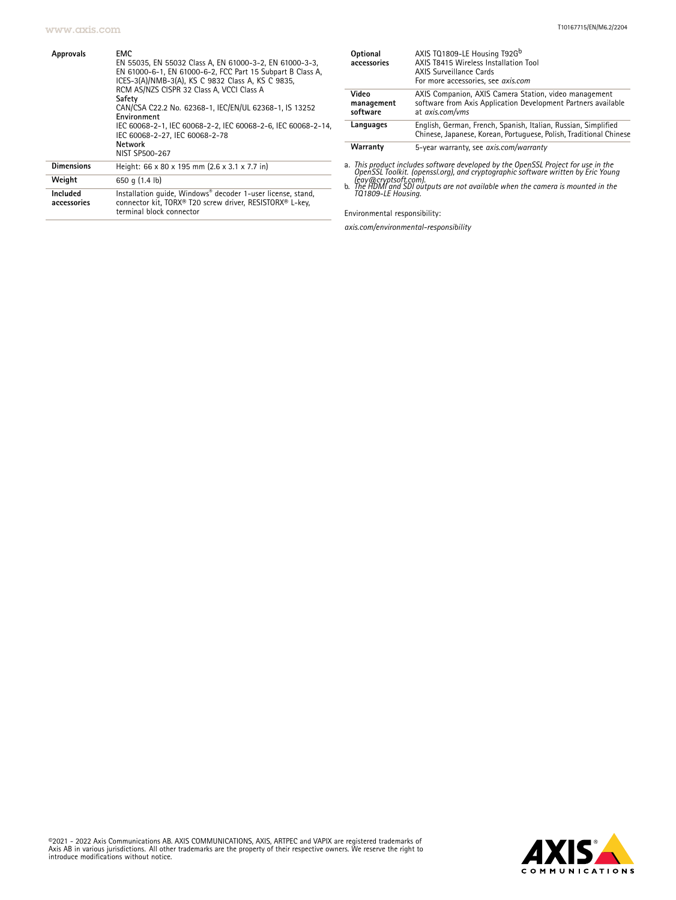| | |
|---|---|
| **Approvals** | **EMC**<br>EN 55035, EN 55032 Class A, EN 61000-3-2, EN 61000-3-3, EN 61000-6-1, EN 61000-6-2, FCC Part 15 Subpart B Class A, ICES-3(A)/NMB-3(A), KS C 9832 Class A, KS C 9835, RCM AS/NZS CISPR 32 Class A, VCCI Class A<br>**Safety**<br>CAN/CSA C22.2 No. 62368-1, IEC/EN/UL 62368-1, IS 13252<br>**Environment**<br>IEC 60068-2-1, IEC 60068-2-2, IEC 60068-2-6, IEC 60068-2-14, IEC 60068-2-27, IEC 60068-2-78<br>**Network**<br>NIST SP500-267 |
| **Dimensions** | Height: 66 x 80 x 195 mm (2.6 x 3.1 x 7.7 in) |
| **Weight** | 650 g (1.4 lb) |
| **Included accessories** | Installation guide, Windows® decoder 1-user license, stand, connector kit, TORX® T20 screw driver, RESISTORX® L-key, terminal block connector |
| **Optional accessories** | AXIS TQ1809-LE Housing T92G[b]<br>AXIS T8415 Wireless Installation Tool<br>AXIS Surveillance Cards<br>For more accessories, see *axis.com* |
| **Video management software** | AXIS Companion, AXIS Camera Station, video management software from Axis Application Development Partners available at *axis.com/vms* |
| **Languages** | English, German, French, Spanish, Italian, Russian, Simplified Chinese, Japanese, Korean, Portuguese, Polish, Traditional Chinese |
| **Warranty** | 5-year warranty, see *axis.com/warranty* |

a. *This product includes software developed by the OpenSSL Project for use in the OpenSSL Toolkit. (openssl.org), and cryptographic software written by Eric Young (eay@cryptsoft.com).*

b. *The HDMI and SDI outputs are not available when the camera is mounted in the TQ1809-LE Housing.*

Environmental responsibility:

*axis.com/environmental-responsibility*

©2021 - 2022 Axis Communications AB. AXIS COMMUNICATIONS, AXIS, ARTPEC and VAPIX are registered trademarks of Axis AB in various jurisdictions. All other trademarks are the property of their respective owners. We reserve the right to introduce modifications without notice.